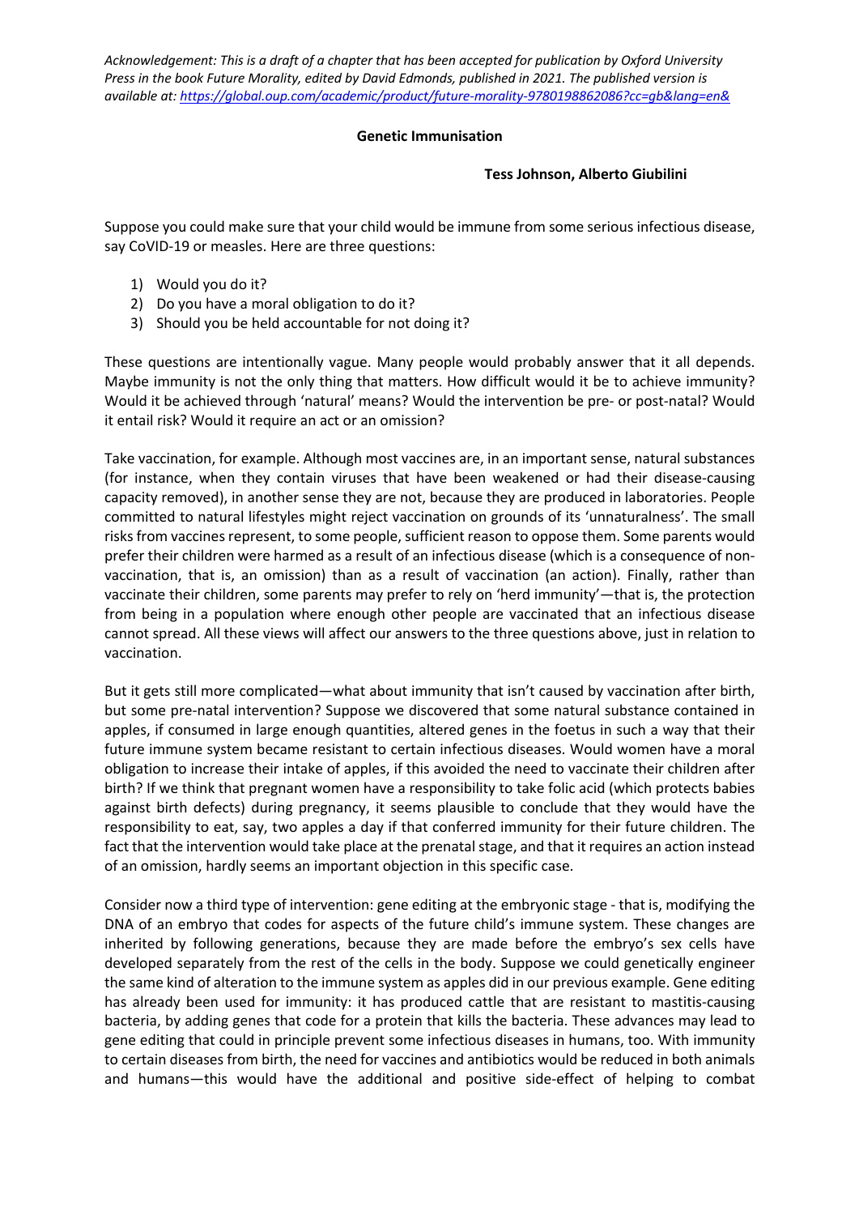*Acknowledgement: This is a draft of a chapter that has been accepted for publication by Oxford University Press in the book Future Morality, edited by David Edmonds, published in 2021. The published version is available at: https://global.oup.com/academic/product/future-morality-9780198862086?cc=gb&lang=en&*

# Genetic Immunisation

**Tess Johnson, Alberto Giubilini**

Suppose you could make sure that your child would be immune from some serious infectious disease, say CoVID-19 or measles. Here are three questions:

1) Would you do it?
2) Do you have a moral obligation to do it?
3) Should you be held accountable for not doing it?

These questions are intentionally vague. Many people would probably answer that it all depends. Maybe immunity is not the only thing that matters. How difficult would it be to achieve immunity? Would it be achieved through 'natural' means? Would the intervention be pre- or post-natal? Would it entail risk? Would it require an act or an omission?

Take vaccination, for example. Although most vaccines are, in an important sense, natural substances (for instance, when they contain viruses that have been weakened or had their disease-causing capacity removed), in another sense they are not, because they are produced in laboratories. People committed to natural lifestyles might reject vaccination on grounds of its 'unnaturalness'. The small risks from vaccines represent, to some people, sufficient reason to oppose them. Some parents would prefer their children were harmed as a result of an infectious disease (which is a consequence of non-vaccination, that is, an omission) than as a result of vaccination (an action). Finally, rather than vaccinate their children, some parents may prefer to rely on 'herd immunity'—that is, the protection from being in a population where enough other people are vaccinated that an infectious disease cannot spread. All these views will affect our answers to the three questions above, just in relation to vaccination.

But it gets still more complicated—what about immunity that isn't caused by vaccination after birth, but some pre-natal intervention? Suppose we discovered that some natural substance contained in apples, if consumed in large enough quantities, altered genes in the foetus in such a way that their future immune system became resistant to certain infectious diseases. Would women have a moral obligation to increase their intake of apples, if this avoided the need to vaccinate their children after birth? If we think that pregnant women have a responsibility to take folic acid (which protects babies against birth defects) during pregnancy, it seems plausible to conclude that they would have the responsibility to eat, say, two apples a day if that conferred immunity for their future children. The fact that the intervention would take place at the prenatal stage, and that it requires an action instead of an omission, hardly seems an important objection in this specific case.

Consider now a third type of intervention: gene editing at the embryonic stage - that is, modifying the DNA of an embryo that codes for aspects of the future child's immune system. These changes are inherited by following generations, because they are made before the embryo's sex cells have developed separately from the rest of the cells in the body. Suppose we could genetically engineer the same kind of alteration to the immune system as apples did in our previous example. Gene editing has already been used for immunity: it has produced cattle that are resistant to mastitis-causing bacteria, by adding genes that code for a protein that kills the bacteria. These advances may lead to gene editing that could in principle prevent some infectious diseases in humans, too. With immunity to certain diseases from birth, the need for vaccines and antibiotics would be reduced in both animals and humans—this would have the additional and positive side-effect of helping to combat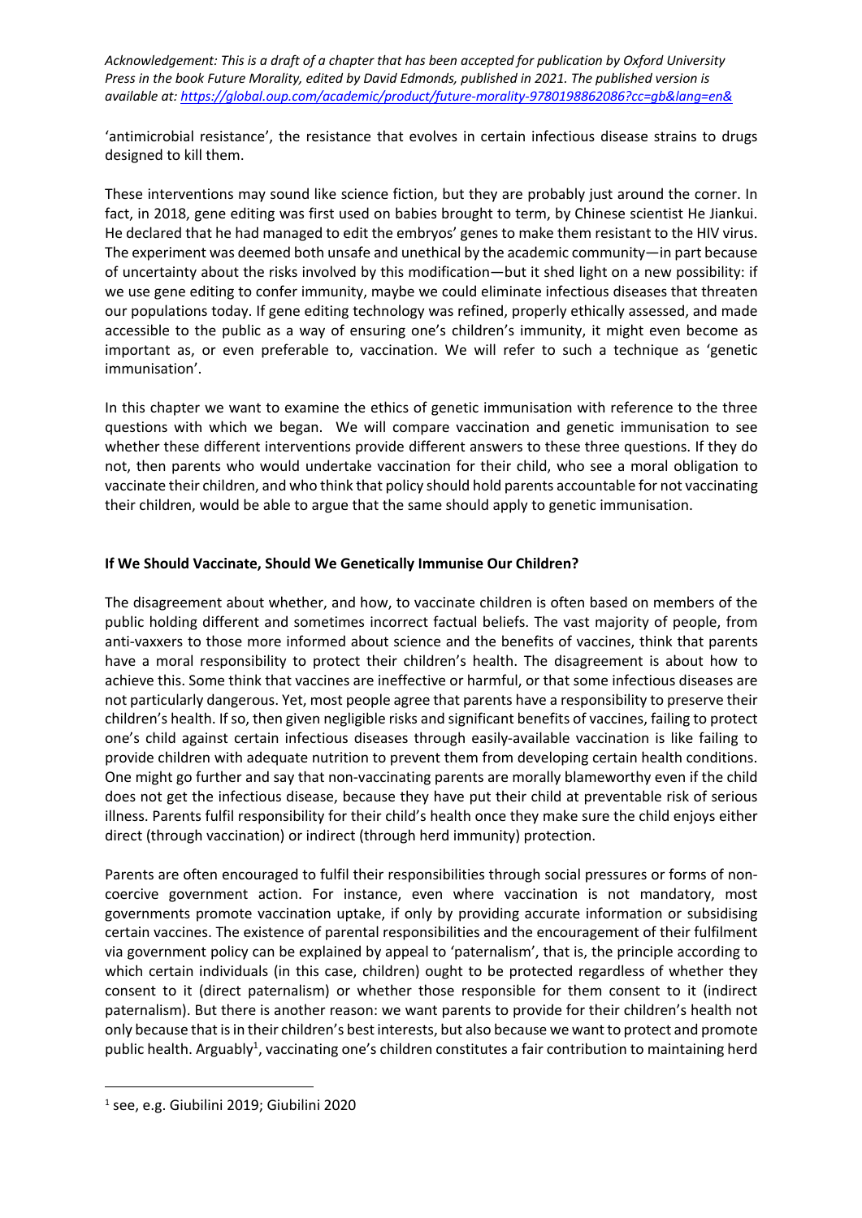'antimicrobial resistance', the resistance that evolves in certain infectious disease strains to drugs designed to kill them.

These interventions may sound like science fiction, but they are probably just around the corner. In fact, in 2018, gene editing was first used on babies brought to term, by Chinese scientist He Jiankui. He declared that he had managed to edit the embryos' genes to make them resistant to the HIV virus. The experiment was deemed both unsafe and unethical by the academic community—in part because of uncertainty about the risks involved by this modification—but it shed light on a new possibility: if we use gene editing to confer immunity, maybe we could eliminate infectious diseases that threaten our populations today. If gene editing technology was refined, properly ethically assessed, and made accessible to the public as a way of ensuring one's children's immunity, it might even become as important as, or even preferable to, vaccination. We will refer to such a technique as 'genetic immunisation'.

In this chapter we want to examine the ethics of genetic immunisation with reference to the three questions with which we began. We will compare vaccination and genetic immunisation to see whether these different interventions provide different answers to these three questions. If they do not, then parents who would undertake vaccination for their child, who see a moral obligation to vaccinate their children, and who think that policy should hold parents accountable for not vaccinating their children, would be able to argue that the same should apply to genetic immunisation.

**If We Should Vaccinate, Should We Genetically Immunise Our Children?**

The disagreement about whether, and how, to vaccinate children is often based on members of the public holding different and sometimes incorrect factual beliefs. The vast majority of people, from anti-vaxxers to those more informed about science and the benefits of vaccines, think that parents have a moral responsibility to protect their children's health. The disagreement is about how to achieve this. Some think that vaccines are ineffective or harmful, or that some infectious diseases are not particularly dangerous. Yet, most people agree that parents have a responsibility to preserve their children's health. If so, then given negligible risks and significant benefits of vaccines, failing to protect one's child against certain infectious diseases through easily-available vaccination is like failing to provide children with adequate nutrition to prevent them from developing certain health conditions. One might go further and say that non-vaccinating parents are morally blameworthy even if the child does not get the infectious disease, because they have put their child at preventable risk of serious illness. Parents fulfil responsibility for their child's health once they make sure the child enjoys either direct (through vaccination) or indirect (through herd immunity) protection.

Parents are often encouraged to fulfil their responsibilities through social pressures or forms of non-coercive government action. For instance, even where vaccination is not mandatory, most governments promote vaccination uptake, if only by providing accurate information or subsidising certain vaccines. The existence of parental responsibilities and the encouragement of their fulfilment via government policy can be explained by appeal to 'paternalism', that is, the principle according to which certain individuals (in this case, children) ought to be protected regardless of whether they consent to it (direct paternalism) or whether those responsible for them consent to it (indirect paternalism). But there is another reason: we want parents to provide for their children's health not only because that is in their children's best interests, but also because we want to protect and promote public health. Arguably[1], vaccinating one's children constitutes a fair contribution to maintaining herd

[1] see, e.g. Giubilini 2019; Giubilini 2020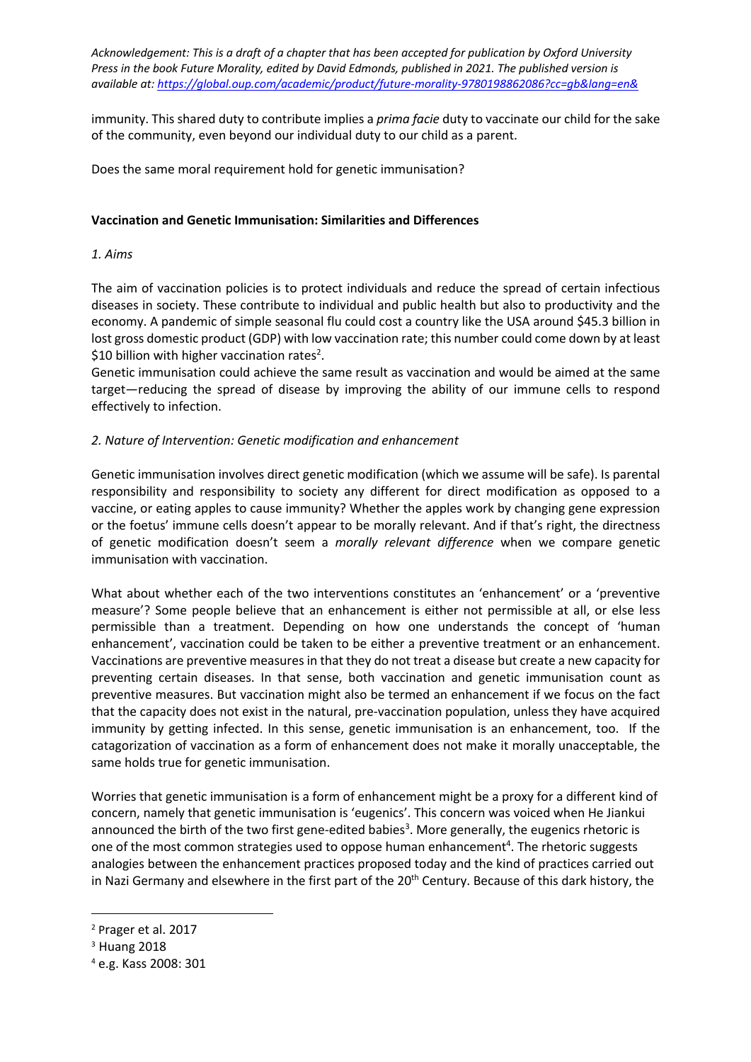immunity. This shared duty to contribute implies a *prima facie* duty to vaccinate our child for the sake of the community, even beyond our individual duty to our child as a parent.

Does the same moral requirement hold for genetic immunisation?

**Vaccination and Genetic Immunisation: Similarities and Differences**

*1. Aims*

The aim of vaccination policies is to protect individuals and reduce the spread of certain infectious diseases in society. These contribute to individual and public health but also to productivity and the economy. A pandemic of simple seasonal flu could cost a country like the USA around $45.3 billion in lost gross domestic product (GDP) with low vaccination rate; this number could come down by at least $10 billion with higher vaccination rates[2].
Genetic immunisation could achieve the same result as vaccination and would be aimed at the same target—reducing the spread of disease by improving the ability of our immune cells to respond effectively to infection.

*2. Nature of Intervention: Genetic modification and enhancement*

Genetic immunisation involves direct genetic modification (which we assume will be safe). Is parental responsibility and responsibility to society any different for direct modification as opposed to a vaccine, or eating apples to cause immunity? Whether the apples work by changing gene expression or the foetus' immune cells doesn't appear to be morally relevant. And if that's right, the directness of genetic modification doesn't seem a *morally relevant difference* when we compare genetic immunisation with vaccination.

What about whether each of the two interventions constitutes an 'enhancement' or a 'preventive measure'? Some people believe that an enhancement is either not permissible at all, or else less permissible than a treatment. Depending on how one understands the concept of 'human enhancement', vaccination could be taken to be either a preventive treatment or an enhancement. Vaccinations are preventive measures in that they do not treat a disease but create a new capacity for preventing certain diseases. In that sense, both vaccination and genetic immunisation count as preventive measures. But vaccination might also be termed an enhancement if we focus on the fact that the capacity does not exist in the natural, pre-vaccination population, unless they have acquired immunity by getting infected. In this sense, genetic immunisation is an enhancement, too. If the catagorization of vaccination as a form of enhancement does not make it morally unacceptable, the same holds true for genetic immunisation.

Worries that genetic immunisation is a form of enhancement might be a proxy for a different kind of concern, namely that genetic immunisation is 'eugenics'. This concern was voiced when He Jiankui announced the birth of the two first gene-edited babies[3]. More generally, the eugenics rhetoric is one of the most common strategies used to oppose human enhancement[4]. The rhetoric suggests analogies between the enhancement practices proposed today and the kind of practices carried out in Nazi Germany and elsewhere in the first part of the 20th Century. Because of this dark history, the

---

[2] Prager et al. 2017

[3] Huang 2018

[4] e.g. Kass 2008: 301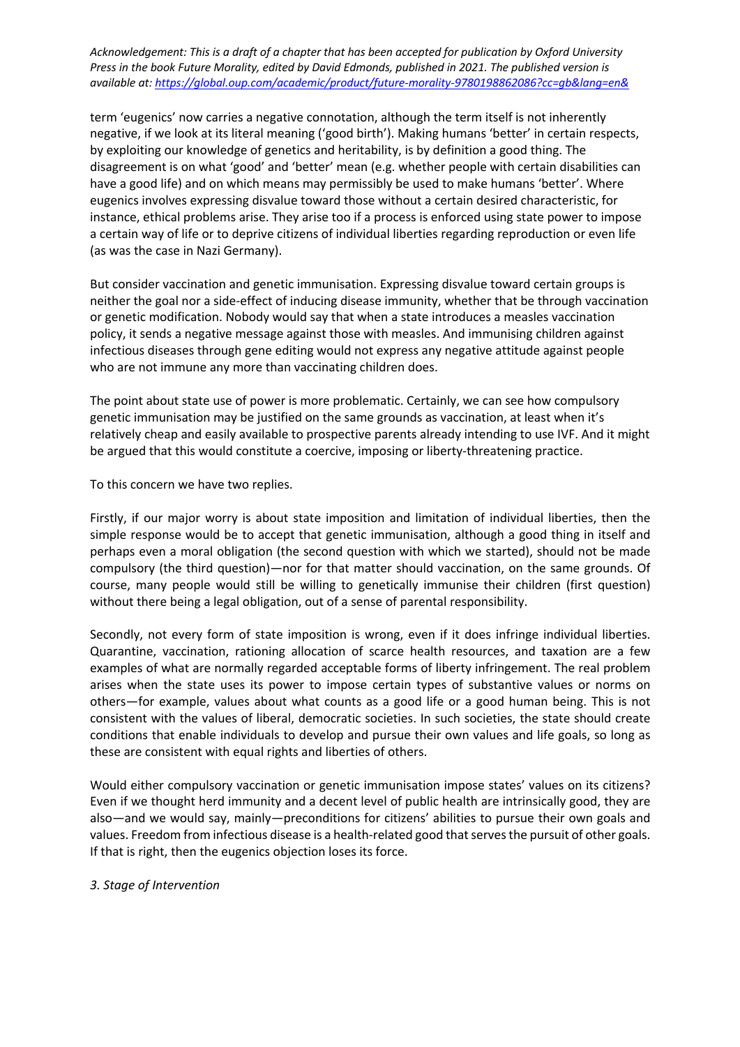term 'eugenics' now carries a negative connotation, although the term itself is not inherently negative, if we look at its literal meaning ('good birth'). Making humans 'better' in certain respects, by exploiting our knowledge of genetics and heritability, is by definition a good thing. The disagreement is on what 'good' and 'better' mean (e.g. whether people with certain disabilities can have a good life) and on which means may permissibly be used to make humans 'better'. Where eugenics involves expressing disvalue toward those without a certain desired characteristic, for instance, ethical problems arise. They arise too if a process is enforced using state power to impose a certain way of life or to deprive citizens of individual liberties regarding reproduction or even life (as was the case in Nazi Germany).

But consider vaccination and genetic immunisation. Expressing disvalue toward certain groups is neither the goal nor a side-effect of inducing disease immunity, whether that be through vaccination or genetic modification. Nobody would say that when a state introduces a measles vaccination policy, it sends a negative message against those with measles. And immunising children against infectious diseases through gene editing would not express any negative attitude against people who are not immune any more than vaccinating children does.

The point about state use of power is more problematic. Certainly, we can see how compulsory genetic immunisation may be justified on the same grounds as vaccination, at least when it's relatively cheap and easily available to prospective parents already intending to use IVF. And it might be argued that this would constitute a coercive, imposing or liberty-threatening practice.

To this concern we have two replies.

Firstly, if our major worry is about state imposition and limitation of individual liberties, then the simple response would be to accept that genetic immunisation, although a good thing in itself and perhaps even a moral obligation (the second question with which we started), should not be made compulsory (the third question)—nor for that matter should vaccination, on the same grounds. Of course, many people would still be willing to genetically immunise their children (first question) without there being a legal obligation, out of a sense of parental responsibility.

Secondly, not every form of state imposition is wrong, even if it does infringe individual liberties. Quarantine, vaccination, rationing allocation of scarce health resources, and taxation are a few examples of what are normally regarded acceptable forms of liberty infringement. The real problem arises when the state uses its power to impose certain types of substantive values or norms on others—for example, values about what counts as a good life or a good human being. This is not consistent with the values of liberal, democratic societies. In such societies, the state should create conditions that enable individuals to develop and pursue their own values and life goals, so long as these are consistent with equal rights and liberties of others.

Would either compulsory vaccination or genetic immunisation impose states' values on its citizens? Even if we thought herd immunity and a decent level of public health are intrinsically good, they are also—and we would say, mainly—preconditions for citizens' abilities to pursue their own goals and values. Freedom from infectious disease is a health-related good that serves the pursuit of other goals. If that is right, then the eugenics objection loses its force.

### *3. Stage of Intervention*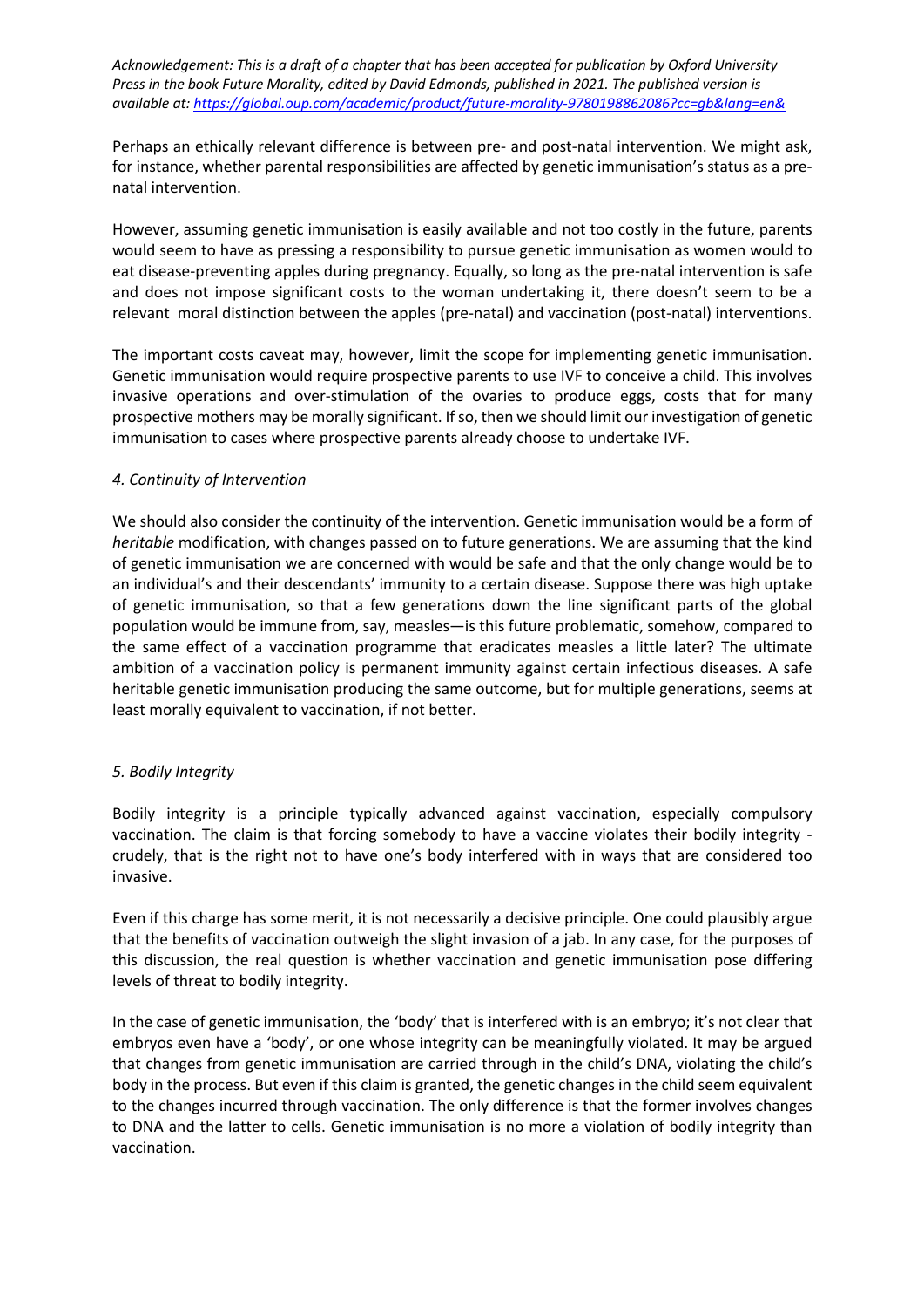Perhaps an ethically relevant difference is between pre- and post-natal intervention. We might ask, for instance, whether parental responsibilities are affected by genetic immunisation's status as a pre-natal intervention.

However, assuming genetic immunisation is easily available and not too costly in the future, parents would seem to have as pressing a responsibility to pursue genetic immunisation as women would to eat disease-preventing apples during pregnancy. Equally, so long as the pre-natal intervention is safe and does not impose significant costs to the woman undertaking it, there doesn't seem to be a relevant moral distinction between the apples (pre-natal) and vaccination (post-natal) interventions.

The important costs caveat may, however, limit the scope for implementing genetic immunisation. Genetic immunisation would require prospective parents to use IVF to conceive a child. This involves invasive operations and over-stimulation of the ovaries to produce eggs, costs that for many prospective mothers may be morally significant. If so, then we should limit our investigation of genetic immunisation to cases where prospective parents already choose to undertake IVF.

### *4. Continuity of Intervention*

We should also consider the continuity of the intervention. Genetic immunisation would be a form of *heritable* modification, with changes passed on to future generations. We are assuming that the kind of genetic immunisation we are concerned with would be safe and that the only change would be to an individual's and their descendants' immunity to a certain disease. Suppose there was high uptake of genetic immunisation, so that a few generations down the line significant parts of the global population would be immune from, say, measles—is this future problematic, somehow, compared to the same effect of a vaccination programme that eradicates measles a little later? The ultimate ambition of a vaccination policy is permanent immunity against certain infectious diseases. A safe heritable genetic immunisation producing the same outcome, but for multiple generations, seems at least morally equivalent to vaccination, if not better.

### *5. Bodily Integrity*

Bodily integrity is a principle typically advanced against vaccination, especially compulsory vaccination. The claim is that forcing somebody to have a vaccine violates their bodily integrity - crudely, that is the right not to have one's body interfered with in ways that are considered too invasive.

Even if this charge has some merit, it is not necessarily a decisive principle. One could plausibly argue that the benefits of vaccination outweigh the slight invasion of a jab. In any case, for the purposes of this discussion, the real question is whether vaccination and genetic immunisation pose differing levels of threat to bodily integrity.

In the case of genetic immunisation, the 'body' that is interfered with is an embryo; it's not clear that embryos even have a 'body', or one whose integrity can be meaningfully violated. It may be argued that changes from genetic immunisation are carried through in the child's DNA, violating the child's body in the process. But even if this claim is granted, the genetic changes in the child seem equivalent to the changes incurred through vaccination. The only difference is that the former involves changes to DNA and the latter to cells. Genetic immunisation is no more a violation of bodily integrity than vaccination.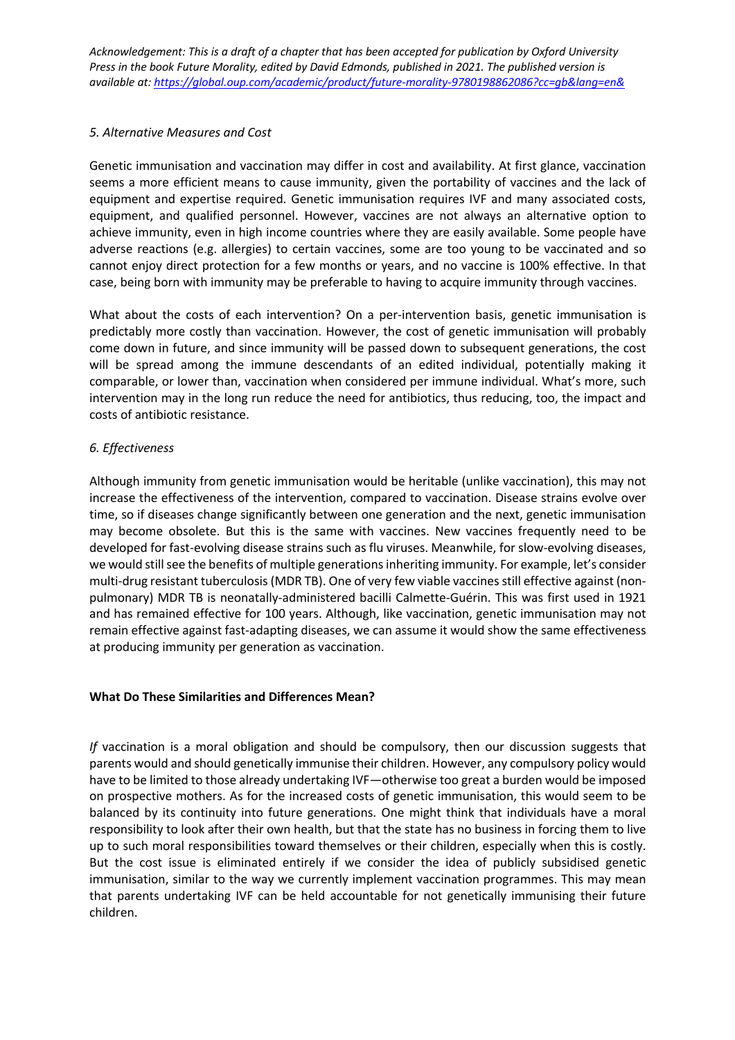*Acknowledgement: This is a draft of a chapter that has been accepted for publication by Oxford University Press in the book Future Morality, edited by David Edmonds, published in 2021. The published version is available at: https://global.oup.com/academic/product/future-morality-9780198862086?cc=gb&lang=en&*

### *5. Alternative Measures and Cost*

Genetic immunisation and vaccination may differ in cost and availability. At first glance, vaccination seems a more efficient means to cause immunity, given the portability of vaccines and the lack of equipment and expertise required. Genetic immunisation requires IVF and many associated costs, equipment, and qualified personnel. However, vaccines are not always an alternative option to achieve immunity, even in high income countries where they are easily available. Some people have adverse reactions (e.g. allergies) to certain vaccines, some are too young to be vaccinated and so cannot enjoy direct protection for a few months or years, and no vaccine is 100% effective. In that case, being born with immunity may be preferable to having to acquire immunity through vaccines.

What about the costs of each intervention? On a per-intervention basis, genetic immunisation is predictably more costly than vaccination. However, the cost of genetic immunisation will probably come down in future, and since immunity will be passed down to subsequent generations, the cost will be spread among the immune descendants of an edited individual, potentially making it comparable, or lower than, vaccination when considered per immune individual. What's more, such intervention may in the long run reduce the need for antibiotics, thus reducing, too, the impact and costs of antibiotic resistance.

### *6. Effectiveness*

Although immunity from genetic immunisation would be heritable (unlike vaccination), this may not increase the effectiveness of the intervention, compared to vaccination. Disease strains evolve over time, so if diseases change significantly between one generation and the next, genetic immunisation may become obsolete. But this is the same with vaccines. New vaccines frequently need to be developed for fast-evolving disease strains such as flu viruses. Meanwhile, for slow-evolving diseases, we would still see the benefits of multiple generations inheriting immunity. For example, let's consider multi-drug resistant tuberculosis (MDR TB). One of very few viable vaccines still effective against (non-pulmonary) MDR TB is neonatally-administered bacilli Calmette-Guérin. This was first used in 1921 and has remained effective for 100 years. Although, like vaccination, genetic immunisation may not remain effective against fast-adapting diseases, we can assume it would show the same effectiveness at producing immunity per generation as vaccination.

## What Do These Similarities and Differences Mean?

*If* vaccination is a moral obligation and should be compulsory, then our discussion suggests that parents would and should genetically immunise their children. However, any compulsory policy would have to be limited to those already undertaking IVF—otherwise too great a burden would be imposed on prospective mothers. As for the increased costs of genetic immunisation, this would seem to be balanced by its continuity into future generations. One might think that individuals have a moral responsibility to look after their own health, but that the state has no business in forcing them to live up to such moral responsibilities toward themselves or their children, especially when this is costly. But the cost issue is eliminated entirely if we consider the idea of publicly subsidised genetic immunisation, similar to the way we currently implement vaccination programmes. This may mean that parents undertaking IVF can be held accountable for not genetically immunising their future children.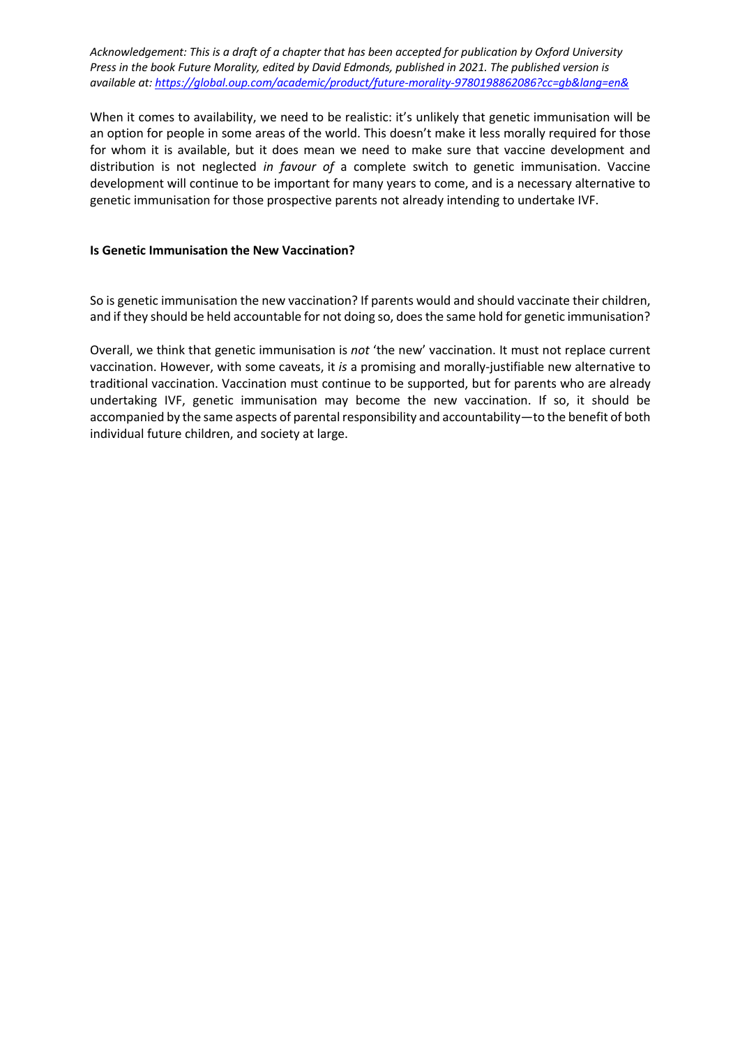*Acknowledgement: This is a draft of a chapter that has been accepted for publication by Oxford University Press in the book Future Morality, edited by David Edmonds, published in 2021. The published version is available at: https://global.oup.com/academic/product/future-morality-9780198862086?cc=gb&lang=en&*

When it comes to availability, we need to be realistic: it's unlikely that genetic immunisation will be an option for people in some areas of the world. This doesn't make it less morally required for those for whom it is available, but it does mean we need to make sure that vaccine development and distribution is not neglected *in favour of* a complete switch to genetic immunisation. Vaccine development will continue to be important for many years to come, and is a necessary alternative to genetic immunisation for those prospective parents not already intending to undertake IVF.

**Is Genetic Immunisation the New Vaccination?**

So is genetic immunisation the new vaccination? If parents would and should vaccinate their children, and if they should be held accountable for not doing so, does the same hold for genetic immunisation?

Overall, we think that genetic immunisation is *not* 'the new' vaccination. It must not replace current vaccination. However, with some caveats, it *is* a promising and morally-justifiable new alternative to traditional vaccination. Vaccination must continue to be supported, but for parents who are already undertaking IVF, genetic immunisation may become the new vaccination. If so, it should be accompanied by the same aspects of parental responsibility and accountability—to the benefit of both individual future children, and society at large.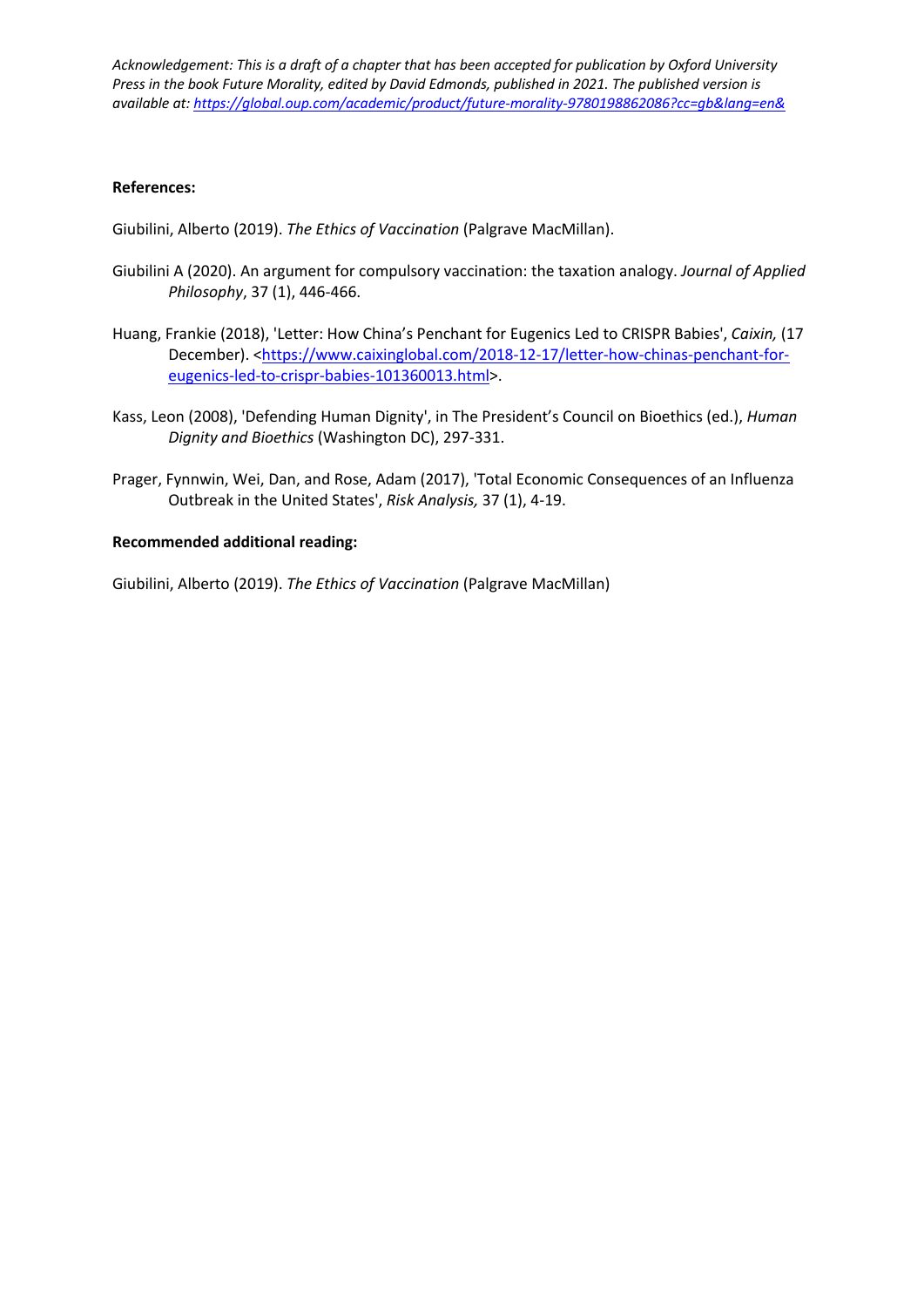*Acknowledgement: This is a draft of a chapter that has been accepted for publication by Oxford University Press in the book Future Morality, edited by David Edmonds, published in 2021. The published version is available at: https://global.oup.com/academic/product/future-morality-9780198862086?cc=gb&lang=en&*

**References:**

Giubilini, Alberto (2019). *The Ethics of Vaccination* (Palgrave MacMillan).

Giubilini A (2020). An argument for compulsory vaccination: the taxation analogy. *Journal of Applied Philosophy*, 37 (1), 446-466.

Huang, Frankie (2018), 'Letter: How China's Penchant for Eugenics Led to CRISPR Babies', *Caixin,* (17 December). <https://www.caixinglobal.com/2018-12-17/letter-how-chinas-penchant-for-eugenics-led-to-crispr-babies-101360013.html>.

Kass, Leon (2008), 'Defending Human Dignity', in The President's Council on Bioethics (ed.), *Human Dignity and Bioethics* (Washington DC), 297-331.

Prager, Fynnwin, Wei, Dan, and Rose, Adam (2017), 'Total Economic Consequences of an Influenza Outbreak in the United States', *Risk Analysis,* 37 (1), 4-19.

**Recommended additional reading:**

Giubilini, Alberto (2019). *The Ethics of Vaccination* (Palgrave MacMillan)